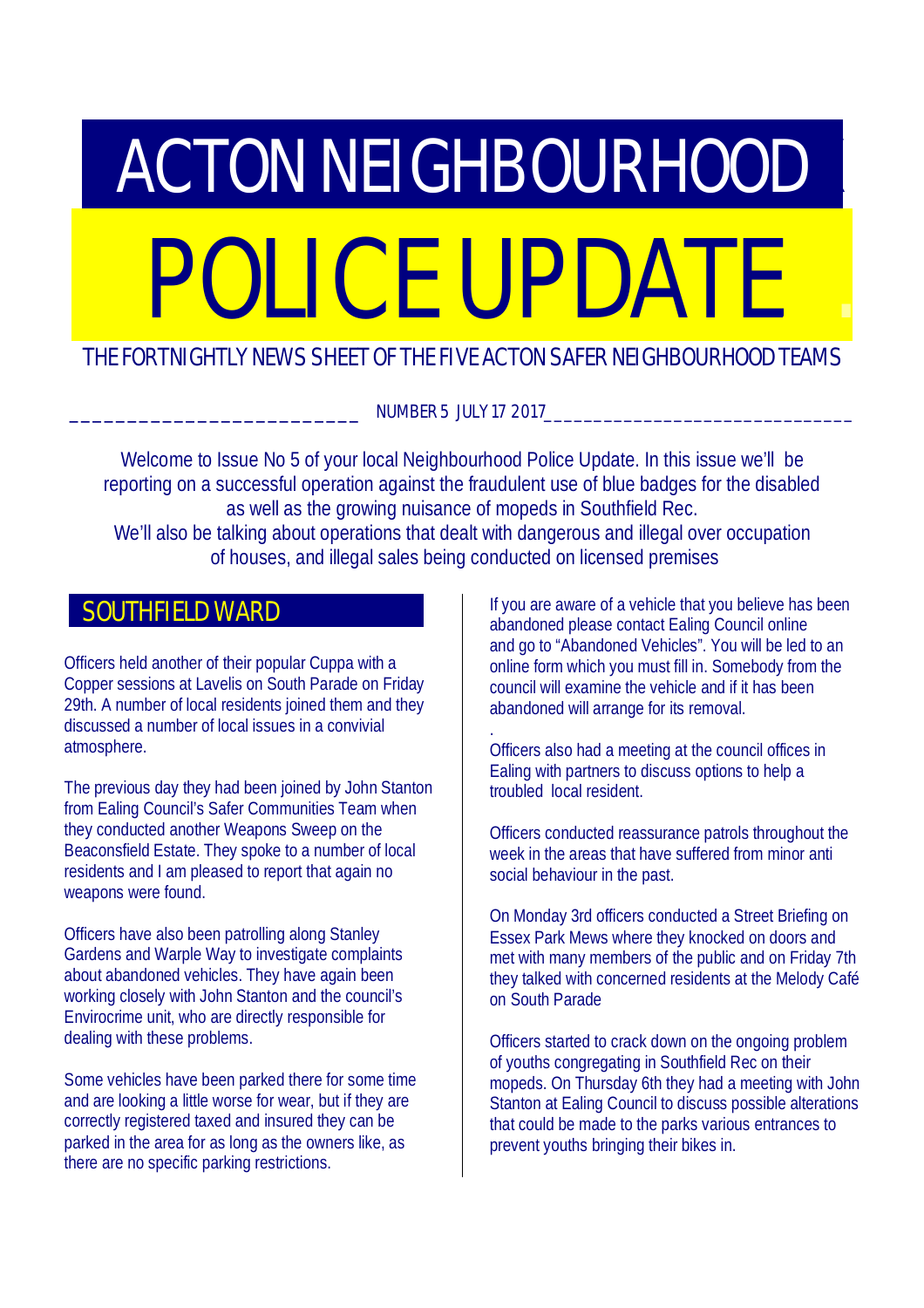# ACTON NEIGHBOURHOOD POLICE UPDATE

THE FORTNIGHTLY NEWS SHEET OF THE FIVE ACTON SAFER NEIGHBOURHOOD TEAMS

NUMBER 5 JULY 17 2017

Welcome to Issue No 5 of your local Neighbourhood Police Update. In this issue we'll be reporting on a successful operation against the fraudulent use of blue badges for the disabled as well as the growing nuisance of mopeds in Southfield Rec.
We'll also be talking about operations that dealt with dangerous and illegal over occupation of houses, and illegal sales being conducted on licensed premises

## SOUTHFIELD WARD

Officers held another of their popular Cuppa with a Copper sessions at Lavelis on South Parade on Friday 29th. A number of local residents joined them and they discussed a number of local issues in a convivial atmosphere.

The previous day they had been joined by John Stanton from Ealing Council's Safer Communities Team when they conducted another Weapons Sweep on the Beaconsfield Estate. They spoke to a number of local residents and I am pleased to report that again no weapons were found.

Officers have also been patrolling along Stanley Gardens and Warple Way to investigate complaints about abandoned vehicles. They have again been working closely with John Stanton and the council's Envirocrime unit, who are directly responsible for dealing with these problems.

Some vehicles have been parked there for some time and are looking a little worse for wear, but if they are correctly registered taxed and insured they can be parked in the area for as long as the owners like, as there are no specific parking restrictions.

If you are aware of a vehicle that you believe has been abandoned please contact Ealing Council online and go to "Abandoned Vehicles". You will be led to an online form which you must fill in. Somebody from the council will examine the vehicle and if it has been abandoned will arrange for its removal.

Officers also had a meeting at the council offices in Ealing with partners to discuss options to help a troubled local resident.

Officers conducted reassurance patrols throughout the week in the areas that have suffered from minor anti social behaviour in the past.

On Monday 3rd officers conducted a Street Briefing on Essex Park Mews where they knocked on doors and met with many members of the public and on Friday 7th they talked with concerned residents at the Melody Café on South Parade

Officers started to crack down on the ongoing problem of youths congregating in Southfield Rec on their mopeds. On Thursday 6th they had a meeting with John Stanton at Ealing Council to discuss possible alterations that could be made to the parks various entrances to prevent youths bringing their bikes in.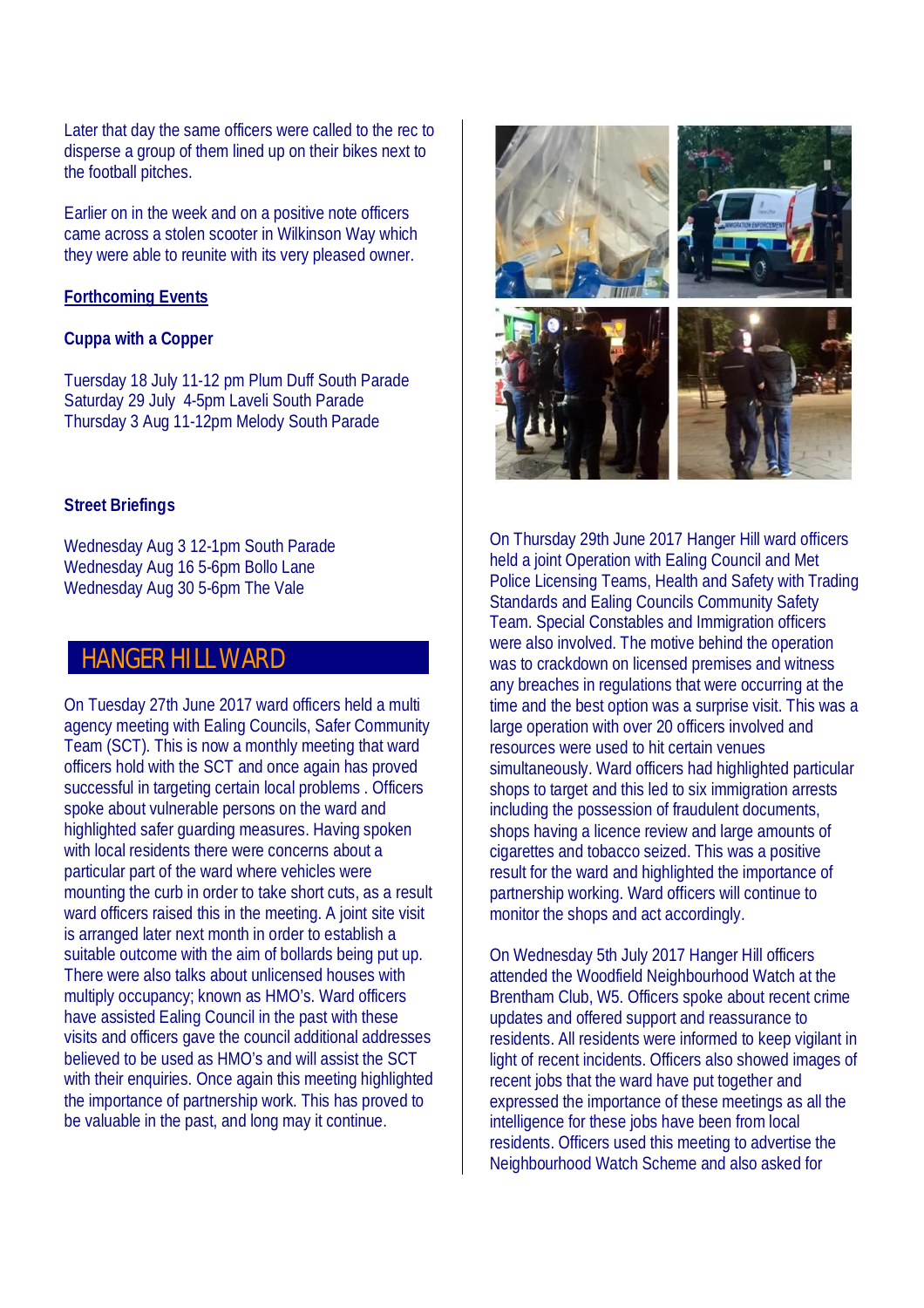Later that day the same officers were called to the rec to disperse a group of them lined up on their bikes next to the football pitches.

Earlier on in the week and on a positive note officers came across a stolen scooter in Wilkinson Way which they were able to reunite with its very pleased owner.

**Forthcoming Events**

**Cuppa with a Copper**

Tuesday 18 July 11-12 pm Plum Duff South Parade
Saturday 29 July 4-5pm Laveli South Parade
Thursday 3 Aug 11-12pm Melody South Parade

**Street Briefings**

Wednesday Aug 3 12-1pm South Parade
Wednesday Aug 16 5-6pm Bollo Lane
Wednesday Aug 30 5-6pm The Vale

## HANGER HILL WARD

On Tuesday 27th June 2017 ward officers held a multi agency meeting with Ealing Councils, Safer Community Team (SCT). This is now a monthly meeting that ward officers hold with the SCT and once again has proved successful in targeting certain local problems . Officers spoke about vulnerable persons on the ward and highlighted safer guarding measures. Having spoken with local residents there were concerns about a particular part of the ward where vehicles were mounting the curb in order to take short cuts, as a result ward officers raised this in the meeting. A joint site visit is arranged later next month in order to establish a suitable outcome with the aim of bollards being put up. There were also talks about unlicensed houses with multiply occupancy; known as HMO's. Ward officers have assisted Ealing Council in the past with these visits and officers gave the council additional addresses believed to be used as HMO's and will assist the SCT with their enquiries. Once again this meeting highlighted the importance of partnership work. This has proved to be valuable in the past, and long may it continue.

On Thursday 29th June 2017 Hanger Hill ward officers held a joint Operation with Ealing Council and Met Police Licensing Teams, Health and Safety with Trading Standards and Ealing Councils Community Safety Team. Special Constables and Immigration officers were also involved. The motive behind the operation was to crackdown on licensed premises and witness any breaches in regulations that were occurring at the time and the best option was a surprise visit. This was a large operation with over 20 officers involved and resources were used to hit certain venues simultaneously. Ward officers had highlighted particular shops to target and this led to six immigration arrests including the possession of fraudulent documents, shops having a licence review and large amounts of cigarettes and tobacco seized. This was a positive result for the ward and highlighted the importance of partnership working. Ward officers will continue to monitor the shops and act accordingly.

On Wednesday 5th July 2017 Hanger Hill officers attended the Woodfield Neighbourhood Watch at the Brentham Club, W5. Officers spoke about recent crime updates and offered support and reassurance to residents. All residents were informed to keep vigilant in light of recent incidents. Officers also showed images of recent jobs that the ward have put together and expressed the importance of these meetings as all the intelligence for these jobs have been from local residents. Officers used this meeting to advertise the Neighbourhood Watch Scheme and also asked for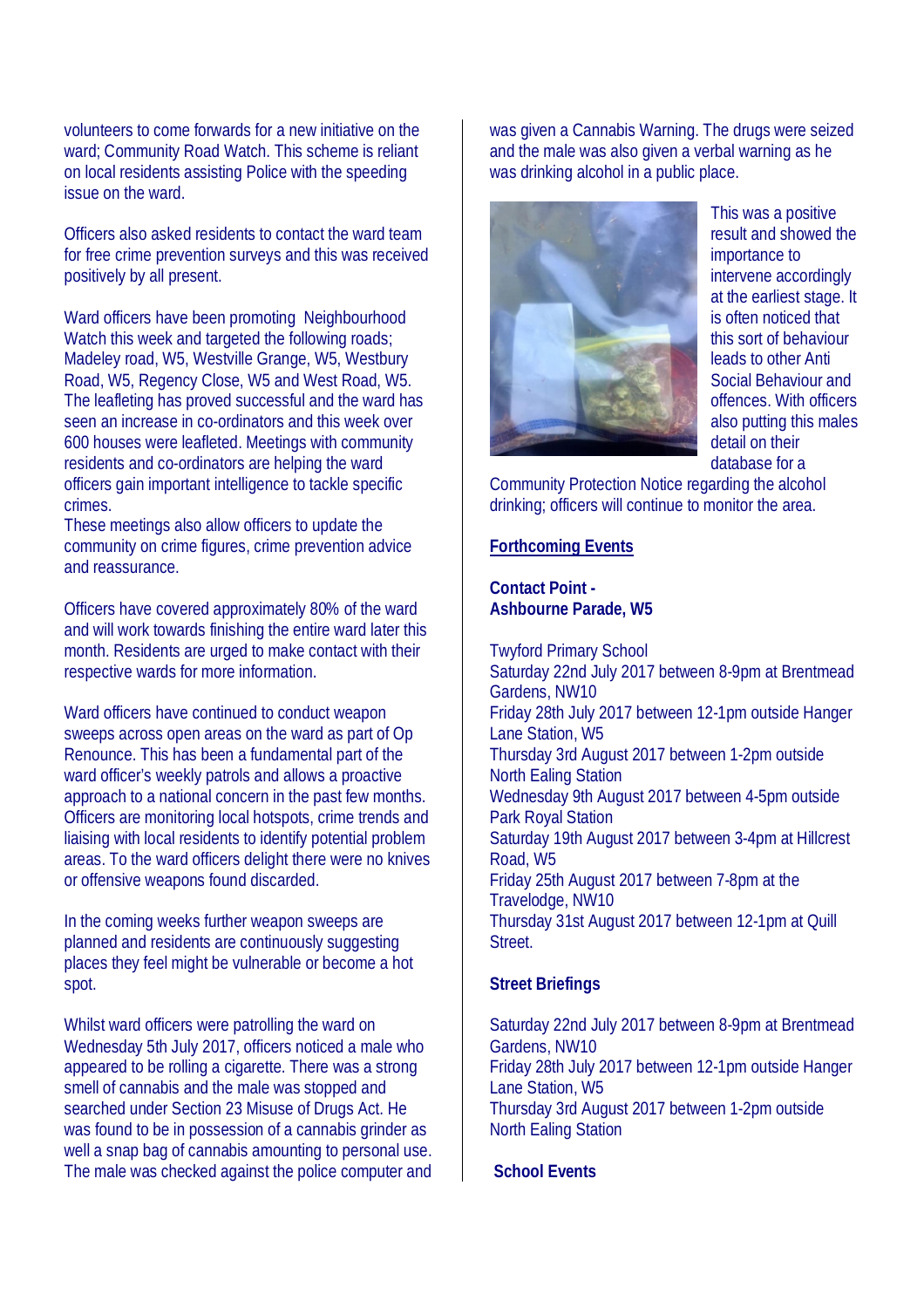volunteers to come forwards for a new initiative on the ward; Community Road Watch. This scheme is reliant on local residents assisting Police with the speeding issue on the ward.

Officers also asked residents to contact the ward team for free crime prevention surveys and this was received positively by all present.

Ward officers have been promoting Neighbourhood Watch this week and targeted the following roads; Madeley road, W5, Westville Grange, W5, Westbury Road, W5, Regency Close, W5 and West Road, W5. The leafleting has proved successful and the ward has seen an increase in co-ordinators and this week over 600 houses were leafleted. Meetings with community residents and co-ordinators are helping the ward officers gain important intelligence to tackle specific crimes.
These meetings also allow officers to update the community on crime figures, crime prevention advice and reassurance.

Officers have covered approximately 80% of the ward and will work towards finishing the entire ward later this month. Residents are urged to make contact with their respective wards for more information.

Ward officers have continued to conduct weapon sweeps across open areas on the ward as part of Op Renounce. This has been a fundamental part of the ward officer's weekly patrols and allows a proactive approach to a national concern in the past few months. Officers are monitoring local hotspots, crime trends and liaising with local residents to identify potential problem areas. To the ward officers delight there were no knives or offensive weapons found discarded.

In the coming weeks further weapon sweeps are planned and residents are continuously suggesting places they feel might be vulnerable or become a hot spot.

Whilst ward officers were patrolling the ward on Wednesday 5th July 2017, officers noticed a male who appeared to be rolling a cigarette. There was a strong smell of cannabis and the male was stopped and searched under Section 23 Misuse of Drugs Act. He was found to be in possession of a cannabis grinder as well a snap bag of cannabis amounting to personal use. The male was checked against the police computer and was given a Cannabis Warning. The drugs were seized and the male was also given a verbal warning as he was drinking alcohol in a public place.

This was a positive result and showed the importance to intervene accordingly at the earliest stage. It is often noticed that this sort of behaviour leads to other Anti Social Behaviour and offences. With officers also putting this males detail on their database for a Community Protection Notice regarding the alcohol drinking; officers will continue to monitor the area.

## Forthcoming Events

### Contact Point - Ashbourne Parade, W5

Twyford Primary School
Saturday 22nd July 2017 between 8-9pm at Brentmead Gardens, NW10
Friday 28th July 2017 between 12-1pm outside Hanger Lane Station, W5
Thursday 3rd August 2017 between 1-2pm outside North Ealing Station
Wednesday 9th August 2017 between 4-5pm outside Park Royal Station
Saturday 19th August 2017 between 3-4pm at Hillcrest Road, W5
Friday 25th August 2017 between 7-8pm at the Travelodge, NW10
Thursday 31st August 2017 between 12-1pm at Quill Street.

### Street Briefings

Saturday 22nd July 2017 between 8-9pm at Brentmead Gardens, NW10
Friday 28th July 2017 between 12-1pm outside Hanger Lane Station, W5
Thursday 3rd August 2017 between 1-2pm outside North Ealing Station

### School Events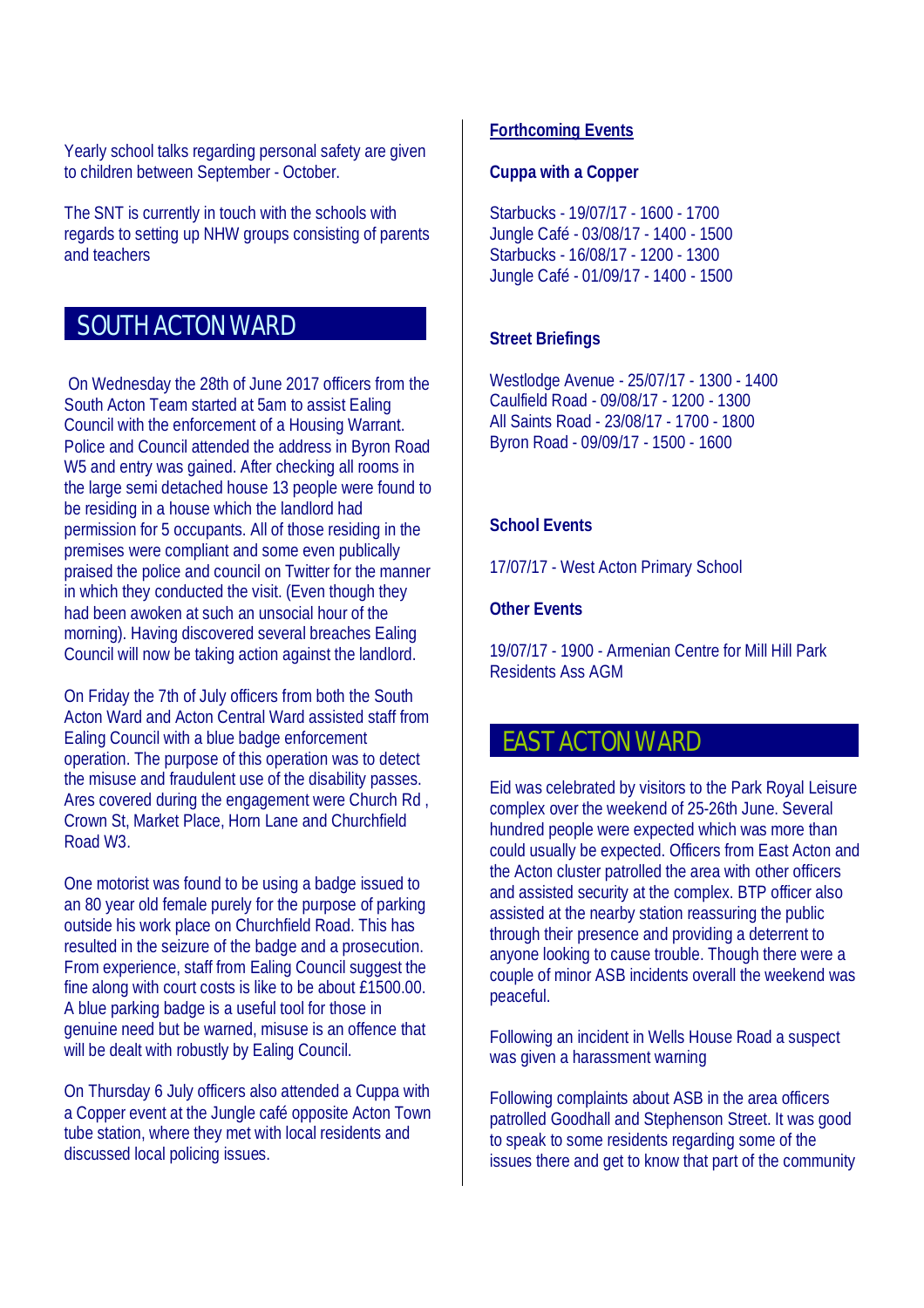Yearly school talks regarding personal safety are given to children between September - October.

The SNT is currently in touch with the schools with regards to setting up NHW groups consisting of parents and teachers

## SOUTH ACTON WARD

On Wednesday the 28th of June 2017 officers from the South Acton Team started at 5am to assist Ealing Council with the enforcement of a Housing Warrant. Police and Council attended the address in Byron Road W5 and entry was gained. After checking all rooms in the large semi detached house 13 people were found to be residing in a house which the landlord had permission for 5 occupants. All of those residing in the premises were compliant and some even publically praised the police and council on Twitter for the manner in which they conducted the visit. (Even though they had been awoken at such an unsocial hour of the morning). Having discovered several breaches Ealing Council will now be taking action against the landlord.

On Friday the 7th of July officers from both the South Acton Ward and Acton Central Ward assisted staff from Ealing Council with a blue badge enforcement operation. The purpose of this operation was to detect the misuse and fraudulent use of the disability passes. Ares covered during the engagement were Church Rd , Crown St, Market Place, Horn Lane and Churchfield Road W3.

One motorist was found to be using a badge issued to an 80 year old female purely for the purpose of parking outside his work place on Churchfield Road. This has resulted in the seizure of the badge and a prosecution. From experience, staff from Ealing Council suggest the fine along with court costs is like to be about £1500.00. A blue parking badge is a useful tool for those in genuine need but be warned, misuse is an offence that will be dealt with robustly by Ealing Council.

On Thursday 6 July officers also attended a Cuppa with a Copper event at the Jungle café opposite Acton Town tube station, where they met with local residents and discussed local policing issues.

**Forthcoming Events**

**Cuppa with a Copper**

Starbucks - 19/07/17 - 1600 - 1700
Jungle Café - 03/08/17 - 1400 - 1500
Starbucks - 16/08/17 - 1200 - 1300
Jungle Café - 01/09/17 - 1400 - 1500

**Street Briefings**

Westlodge Avenue - 25/07/17 - 1300 - 1400
Caulfield Road - 09/08/17 - 1200 - 1300
All Saints Road - 23/08/17 - 1700 - 1800
Byron Road - 09/09/17 - 1500 - 1600

**School Events**

17/07/17 - West Acton Primary School

**Other Events**

19/07/17 - 1900 - Armenian Centre for Mill Hill Park Residents Ass AGM

## EAST ACTON WARD

Eid was celebrated by visitors to the Park Royal Leisure complex over the weekend of 25-26th June. Several hundred people were expected which was more than could usually be expected. Officers from East Acton and the Acton cluster patrolled the area with other officers and assisted security at the complex. BTP officer also assisted at the nearby station reassuring the public through their presence and providing a deterrent to anyone looking to cause trouble. Though there were a couple of minor ASB incidents overall the weekend was peaceful.

Following an incident in Wells House Road a suspect was given a harassment warning

Following complaints about ASB in the area officers patrolled Goodhall and Stephenson Street. It was good to speak to some residents regarding some of the issues there and get to know that part of the community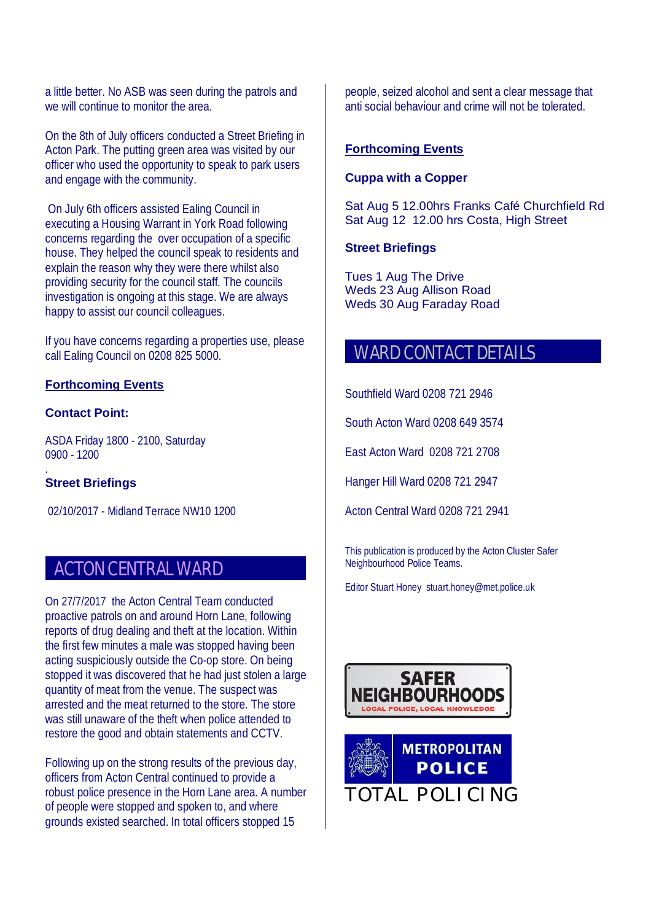a little better. No ASB was seen during the patrols and we will continue to monitor the area.

On the 8th of July officers conducted a Street Briefing in Acton Park. The putting green area was visited by our officer who used the opportunity to speak to park users and engage with the community.

On July 6th officers assisted Ealing Council in executing a Housing Warrant in York Road following concerns regarding the over occupation of a specific house. They helped the council speak to residents and explain the reason why they were there whilst also providing security for the council staff. The councils investigation is ongoing at this stage. We are always happy to assist our council colleagues.

If you have concerns regarding a properties use, please call Ealing Council on 0208 825 5000.

**Forthcoming Events**

**Contact Point:**

ASDA Friday 1800 - 2100, Saturday 0900 - 1200

**Street Briefings**

02/10/2017 - Midland Terrace NW10 1200

## ACTON CENTRAL WARD

On 27/7/2017 the Acton Central Team conducted proactive patrols on and around Horn Lane, following reports of drug dealing and theft at the location. Within the first few minutes a male was stopped having been acting suspiciously outside the Co-op store. On being stopped it was discovered that he had just stolen a large quantity of meat from the venue. The suspect was arrested and the meat returned to the store. The store was still unaware of the theft when police attended to restore the good and obtain statements and CCTV.

Following up on the strong results of the previous day, officers from Acton Central continued to provide a robust police presence in the Horn Lane area. A number of people were stopped and spoken to, and where grounds existed searched. In total officers stopped 15 people, seized alcohol and sent a clear message that anti social behaviour and crime will not be tolerated.

**Forthcoming Events**

**Cuppa with a Copper**

Sat Aug 5 12.00hrs Franks Café Churchfield Rd
Sat Aug 12 12.00 hrs Costa, High Street

**Street Briefings**

Tues 1 Aug The Drive
Weds 23 Aug Allison Road
Weds 30 Aug Faraday Road

## WARD CONTACT DETAILS

Southfield Ward 0208 721 2946

South Acton Ward 0208 649 3574

East Acton Ward 0208 721 2708

Hanger Hill Ward 0208 721 2947

Acton Central Ward 0208 721 2941

This publication is produced by the Acton Cluster Safer Neighbourhood Police Teams.

Editor Stuart Honey stuart.honey@met.police.uk

SAFER NEIGHBOURHOODS
LOCAL POLICE, LOCAL KNOWLEDGE

METROPOLITAN POLICE
TOTAL POLICING